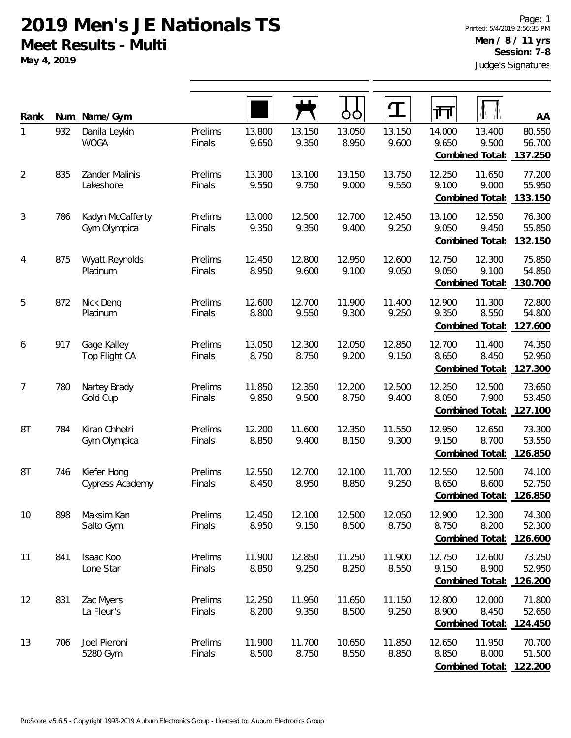# 2019 Men's JE Nationals TS

## Meet Results - Multi

**May 4, 2019**

**Men / 8 / 11 yrs**
**Session: 7-8**
Judge's Signatures

| Rank | Num | Name/Gym | | Floor | Pommel Horse | Rings | Vault | Parallel Bars | High Bar | AA |
|---|---|---|---|---|---|---|---|---|---|---|
| 1 | 932 | Danila Leykin<br>WOGA | Prelims<br>Finals | 13.800<br>9.650 | 13.150<br>9.350 | 13.050<br>8.950 | 13.150<br>9.600 | 14.000<br>9.650 | 13.400<br>9.500 | 80.550<br>56.700 |
| | | | | | | | | | **Combined Total:** | **137.250** |
| 2 | 835 | Zander Malinis<br>Lakeshore | Prelims<br>Finals | 13.300<br>9.550 | 13.100<br>9.750 | 13.150<br>9.000 | 13.750<br>9.550 | 12.250<br>9.100 | 11.650<br>9.000 | 77.200<br>55.950 |
| | | | | | | | | | **Combined Total:** | **133.150** |
| 3 | 786 | Kadyn McCafferty<br>Gym Olympica | Prelims<br>Finals | 13.000<br>9.350 | 12.500<br>9.350 | 12.700<br>9.400 | 12.450<br>9.250 | 13.100<br>9.050 | 12.550<br>9.450 | 76.300<br>55.850 |
| | | | | | | | | | **Combined Total:** | **132.150** |
| 4 | 875 | Wyatt Reynolds<br>Platinum | Prelims<br>Finals | 12.450<br>8.950 | 12.800<br>9.600 | 12.950<br>9.100 | 12.600<br>9.050 | 12.750<br>9.050 | 12.300<br>9.100 | 75.850<br>54.850 |
| | | | | | | | | | **Combined Total:** | **130.700** |
| 5 | 872 | Nick Deng<br>Platinum | Prelims<br>Finals | 12.600<br>8.800 | 12.700<br>9.550 | 11.900<br>9.300 | 11.400<br>9.250 | 12.900<br>9.350 | 11.300<br>8.550 | 72.800<br>54.800 |
| | | | | | | | | | **Combined Total:** | **127.600** |
| 6 | 917 | Gage Kalley<br>Top Flight CA | Prelims<br>Finals | 13.050<br>8.750 | 12.300<br>8.750 | 12.050<br>9.200 | 12.850<br>9.150 | 12.700<br>8.650 | 11.400<br>8.450 | 74.350<br>52.950 |
| | | | | | | | | | **Combined Total:** | **127.300** |
| 7 | 780 | Nartey Brady<br>Gold Cup | Prelims<br>Finals | 11.850<br>9.850 | 12.350<br>9.500 | 12.200<br>8.750 | 12.500<br>9.400 | 12.250<br>8.050 | 12.500<br>7.900 | 73.650<br>53.450 |
| | | | | | | | | | **Combined Total:** | **127.100** |
| 8T | 784 | Kiran Chhetri<br>Gym Olympica | Prelims<br>Finals | 12.200<br>8.850 | 11.600<br>9.400 | 12.350<br>8.150 | 11.550<br>9.300 | 12.950<br>9.150 | 12.650<br>8.700 | 73.300<br>53.550 |
| | | | | | | | | | **Combined Total:** | **126.850** |
| 8T | 746 | Kiefer Hong<br>Cypress Academy | Prelims<br>Finals | 12.550<br>8.450 | 12.700<br>8.950 | 12.100<br>8.850 | 11.700<br>9.250 | 12.550<br>8.650 | 12.500<br>8.600 | 74.100<br>52.750 |
| | | | | | | | | | **Combined Total:** | **126.850** |
| 10 | 898 | Maksim Kan<br>Salto Gym | Prelims<br>Finals | 12.450<br>8.950 | 12.100<br>9.150 | 12.500<br>8.500 | 12.050<br>8.750 | 12.900<br>8.750 | 12.300<br>8.200 | 74.300<br>52.300 |
| | | | | | | | | | **Combined Total:** | **126.600** |
| 11 | 841 | Isaac Koo<br>Lone Star | Prelims<br>Finals | 11.900<br>8.850 | 12.850<br>9.250 | 11.250<br>8.250 | 11.900<br>8.550 | 12.750<br>9.150 | 12.600<br>8.900 | 73.250<br>52.950 |
| | | | | | | | | | **Combined Total:** | **126.200** |
| 12 | 831 | Zac Myers<br>La Fleur's | Prelims<br>Finals | 12.250<br>8.200 | 11.950<br>9.350 | 11.650<br>8.500 | 11.150<br>9.250 | 12.800<br>8.900 | 12.000<br>8.450 | 71.800<br>52.650 |
| | | | | | | | | | **Combined Total:** | **124.450** |
| 13 | 706 | Joel Pieroni<br>5280 Gym | Prelims<br>Finals | 11.900<br>8.500 | 11.700<br>8.750 | 10.650<br>8.550 | 11.850<br>8.850 | 12.650<br>8.850 | 11.950<br>8.000 | 70.700<br>51.500 |
| | | | | | | | | | **Combined Total:** | **122.200** |

ProScore v5.6.5 - Copyright 1993-2019 Auburn Electronics Group - Licensed to: Auburn Electronics Group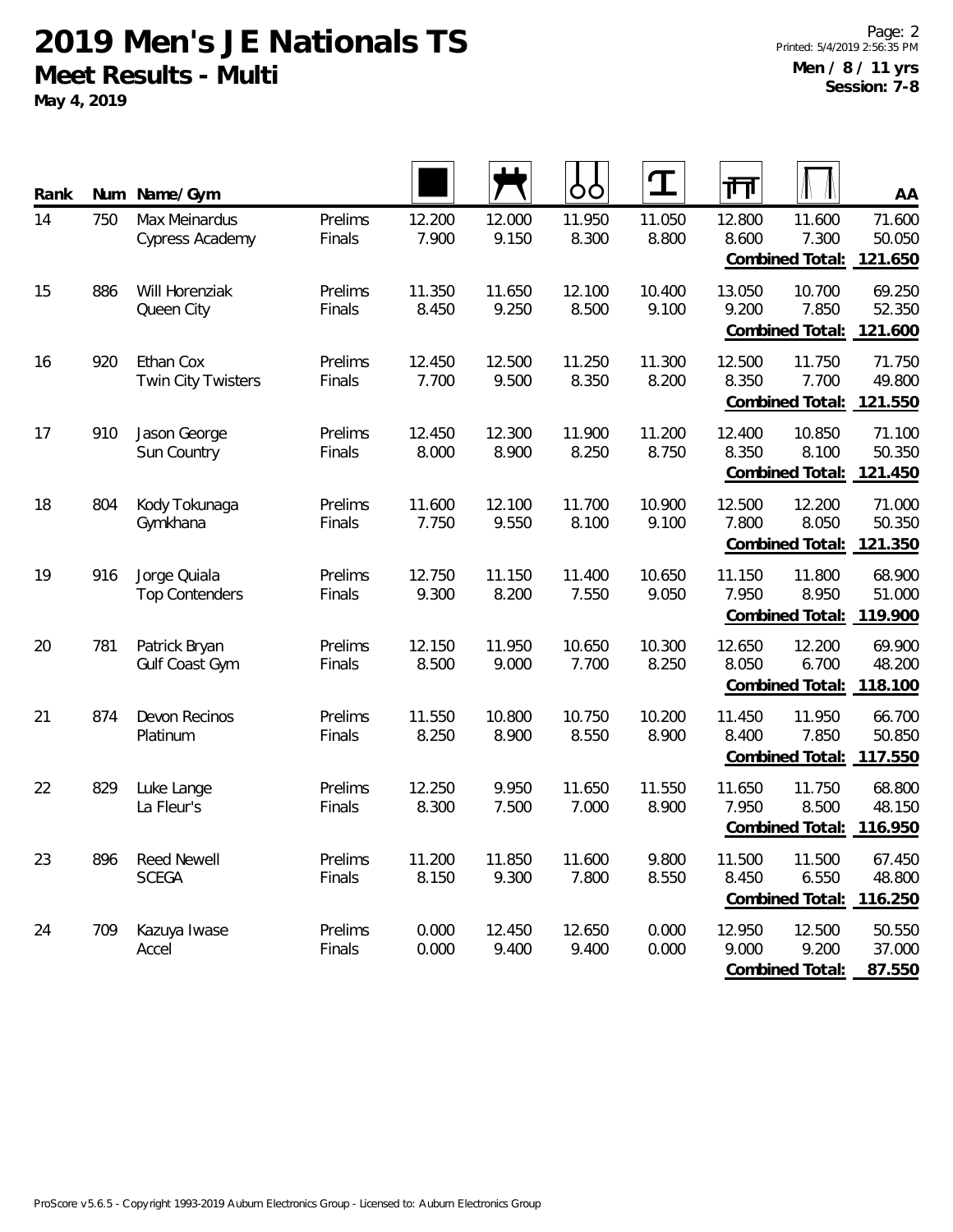# 2019 Men's JE Nationals TS

## Meet Results - Multi

**May 4, 2019**

**Men / 8 / 11 yrs**
**Session: 7-8**

| Rank | Num | Name/Gym | | Floor | Pommel Horse | Rings | Vault | Parallel Bars | High Bar | AA |
|---|---|---|---|---|---|---|---|---|---|---|
| 14 | 750 | Max Meinardus | Prelims | 12.200 | 12.000 | 11.950 | 11.050 | 12.800 | 11.600 | 71.600 |
| | | Cypress Academy | Finals | 7.900 | 9.150 | 8.300 | 8.800 | 8.600 | 7.300 | 50.050 |
| | | | | | | | | | **Combined Total:** | **121.650** |
| 15 | 886 | Will Horenziak | Prelims | 11.350 | 11.650 | 12.100 | 10.400 | 13.050 | 10.700 | 69.250 |
| | | Queen City | Finals | 8.450 | 9.250 | 8.500 | 9.100 | 9.200 | 7.850 | 52.350 |
| | | | | | | | | | **Combined Total:** | **121.600** |
| 16 | 920 | Ethan Cox | Prelims | 12.450 | 12.500 | 11.250 | 11.300 | 12.500 | 11.750 | 71.750 |
| | | Twin City Twisters | Finals | 7.700 | 9.500 | 8.350 | 8.200 | 8.350 | 7.700 | 49.800 |
| | | | | | | | | | **Combined Total:** | **121.550** |
| 17 | 910 | Jason George | Prelims | 12.450 | 12.300 | 11.900 | 11.200 | 12.400 | 10.850 | 71.100 |
| | | Sun Country | Finals | 8.000 | 8.900 | 8.250 | 8.750 | 8.350 | 8.100 | 50.350 |
| | | | | | | | | | **Combined Total:** | **121.450** |
| 18 | 804 | Kody Tokunaga | Prelims | 11.600 | 12.100 | 11.700 | 10.900 | 12.500 | 12.200 | 71.000 |
| | | Gymkhana | Finals | 7.750 | 9.550 | 8.100 | 9.100 | 7.800 | 8.050 | 50.350 |
| | | | | | | | | | **Combined Total:** | **121.350** |
| 19 | 916 | Jorge Quiala | Prelims | 12.750 | 11.150 | 11.400 | 10.650 | 11.150 | 11.800 | 68.900 |
| | | Top Contenders | Finals | 9.300 | 8.200 | 7.550 | 9.050 | 7.950 | 8.950 | 51.000 |
| | | | | | | | | | **Combined Total:** | **119.900** |
| 20 | 781 | Patrick Bryan | Prelims | 12.150 | 11.950 | 10.650 | 10.300 | 12.650 | 12.200 | 69.900 |
| | | Gulf Coast Gym | Finals | 8.500 | 9.000 | 7.700 | 8.250 | 8.050 | 6.700 | 48.200 |
| | | | | | | | | | **Combined Total:** | **118.100** |
| 21 | 874 | Devon Recinos | Prelims | 11.550 | 10.800 | 10.750 | 10.200 | 11.450 | 11.950 | 66.700 |
| | | Platinum | Finals | 8.250 | 8.900 | 8.550 | 8.900 | 8.400 | 7.850 | 50.850 |
| | | | | | | | | | **Combined Total:** | **117.550** |
| 22 | 829 | Luke Lange | Prelims | 12.250 | 9.950 | 11.650 | 11.550 | 11.650 | 11.750 | 68.800 |
| | | La Fleur's | Finals | 8.300 | 7.500 | 7.000 | 8.900 | 7.950 | 8.500 | 48.150 |
| | | | | | | | | | **Combined Total:** | **116.950** |
| 23 | 896 | Reed Newell | Prelims | 11.200 | 11.850 | 11.600 | 9.800 | 11.500 | 11.500 | 67.450 |
| | | SCEGA | Finals | 8.150 | 9.300 | 7.800 | 8.550 | 8.450 | 6.550 | 48.800 |
| | | | | | | | | | **Combined Total:** | **116.250** |
| 24 | 709 | Kazuya Iwase | Prelims | 0.000 | 12.450 | 12.650 | 0.000 | 12.950 | 12.500 | 50.550 |
| | | Accel | Finals | 0.000 | 9.400 | 9.400 | 0.000 | 9.000 | 9.200 | 37.000 |
| | | | | | | | | | **Combined Total:** | **87.550** |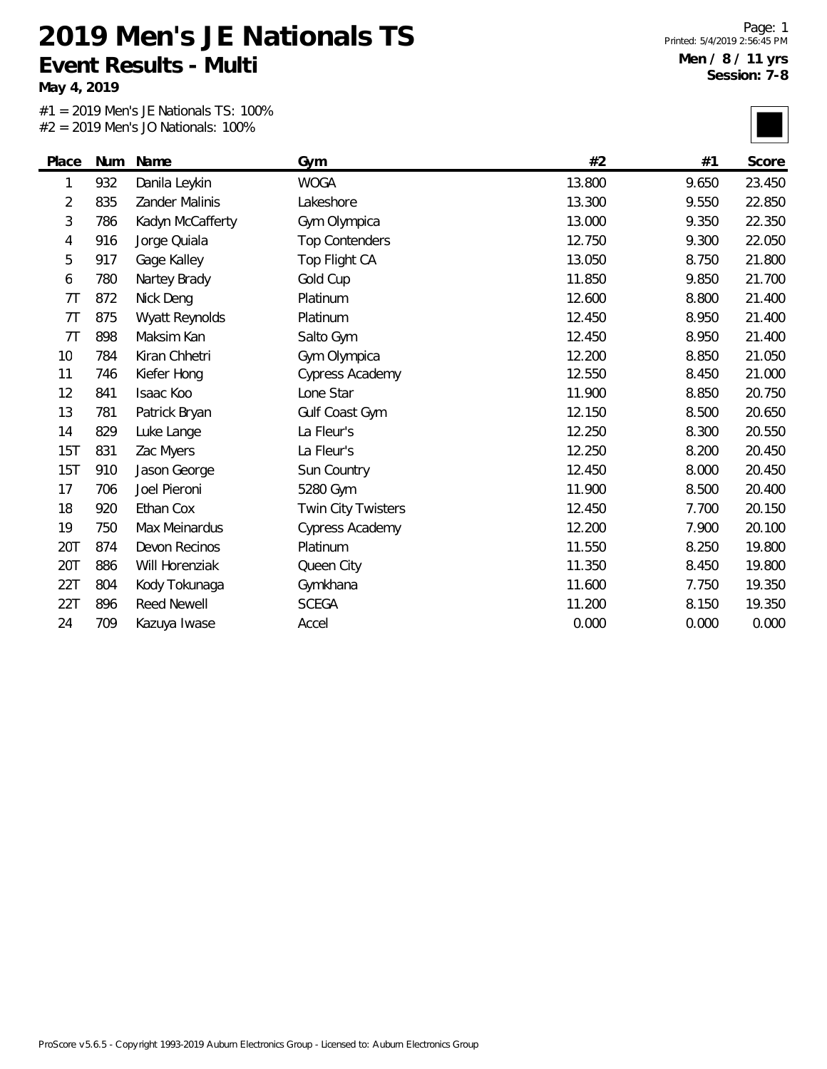# 2019 Men's JE Nationals TS

## Event Results - Multi

**May 4, 2019**

**Men / 8 / 11 yrs**
**Session: 7-8**

#1 = 2019 Men's JE Nationals TS: 100%
#2 = 2019 Men's JO Nationals: 100%

| Place | Num | Name | Gym | #2 | #1 | Score |
|---|---|---|---|---|---|---|
| 1 | 932 | Danila Leykin | WOGA | 13.800 | 9.650 | 23.450 |
| 2 | 835 | Zander Malinis | Lakeshore | 13.300 | 9.550 | 22.850 |
| 3 | 786 | Kadyn McCafferty | Gym Olympica | 13.000 | 9.350 | 22.350 |
| 4 | 916 | Jorge Quiala | Top Contenders | 12.750 | 9.300 | 22.050 |
| 5 | 917 | Gage Kalley | Top Flight CA | 13.050 | 8.750 | 21.800 |
| 6 | 780 | Nartey Brady | Gold Cup | 11.850 | 9.850 | 21.700 |
| 7T | 872 | Nick Deng | Platinum | 12.600 | 8.800 | 21.400 |
| 7T | 875 | Wyatt Reynolds | Platinum | 12.450 | 8.950 | 21.400 |
| 7T | 898 | Maksim Kan | Salto Gym | 12.450 | 8.950 | 21.400 |
| 10 | 784 | Kiran Chhetri | Gym Olympica | 12.200 | 8.850 | 21.050 |
| 11 | 746 | Kiefer Hong | Cypress Academy | 12.550 | 8.450 | 21.000 |
| 12 | 841 | Isaac Koo | Lone Star | 11.900 | 8.850 | 20.750 |
| 13 | 781 | Patrick Bryan | Gulf Coast Gym | 12.150 | 8.500 | 20.650 |
| 14 | 829 | Luke Lange | La Fleur's | 12.250 | 8.300 | 20.550 |
| 15T | 831 | Zac Myers | La Fleur's | 12.250 | 8.200 | 20.450 |
| 15T | 910 | Jason George | Sun Country | 12.450 | 8.000 | 20.450 |
| 17 | 706 | Joel Pieroni | 5280 Gym | 11.900 | 8.500 | 20.400 |
| 18 | 920 | Ethan Cox | Twin City Twisters | 12.450 | 7.700 | 20.150 |
| 19 | 750 | Max Meinardus | Cypress Academy | 12.200 | 7.900 | 20.100 |
| 20T | 874 | Devon Recinos | Platinum | 11.550 | 8.250 | 19.800 |
| 20T | 886 | Will Horenziak | Queen City | 11.350 | 8.450 | 19.800 |
| 22T | 804 | Kody Tokunaga | Gymkhana | 11.600 | 7.750 | 19.350 |
| 22T | 896 | Reed Newell | SCEGA | 11.200 | 8.150 | 19.350 |
| 24 | 709 | Kazuya Iwase | Accel | 0.000 | 0.000 | 0.000 |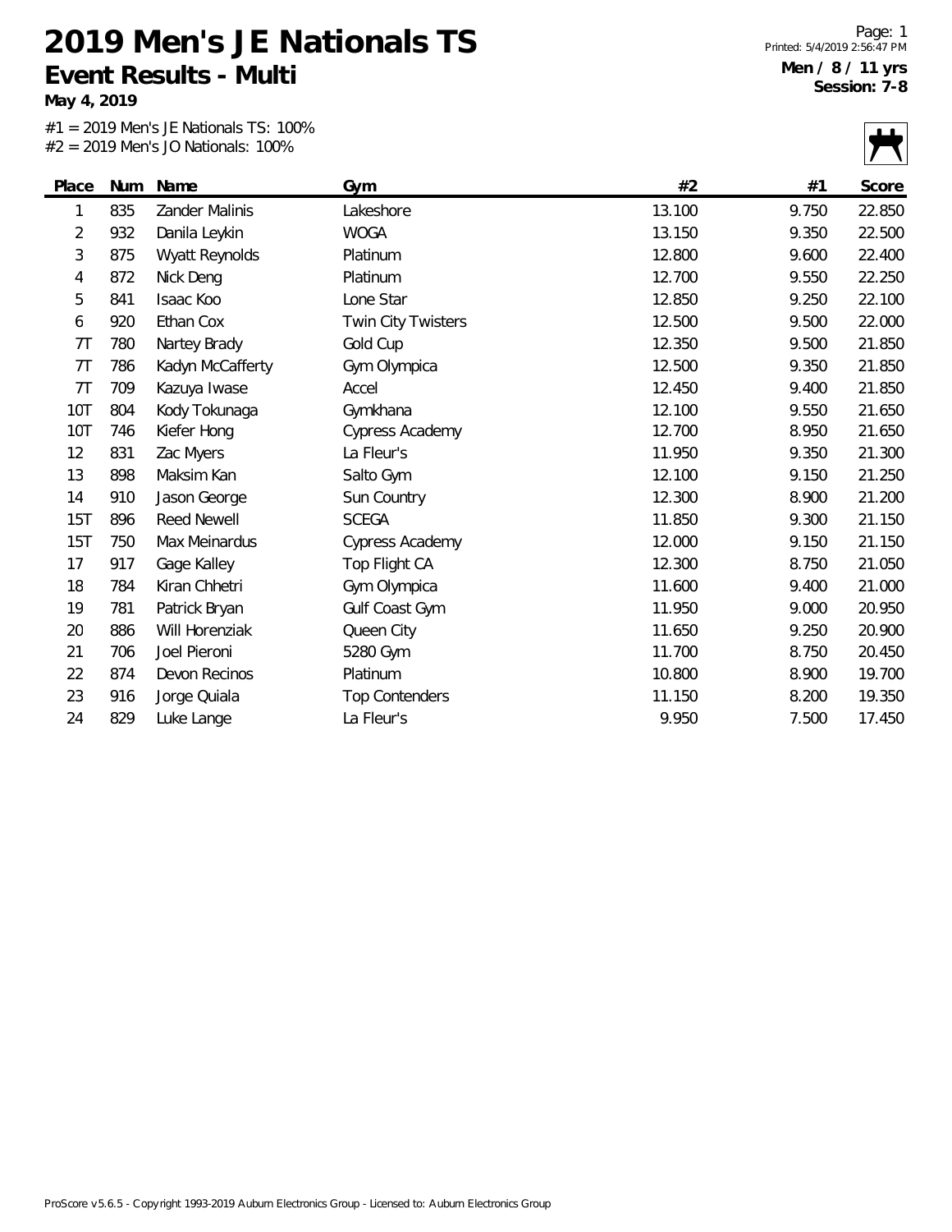# 2019 Men's JE Nationals TS

## Event Results - Multi

**May 4, 2019**

**Men / 8 / 11 yrs**
**Session: 7-8**

#1 = 2019 Men's JE Nationals TS: 100%
#2 = 2019 Men's JO Nationals: 100%

| Place | Num | Name | Gym | #2 | #1 | Score |
|---|---|---|---|---|---|---|
| 1 | 835 | Zander Malinis | Lakeshore | 13.100 | 9.750 | 22.850 |
| 2 | 932 | Danila Leykin | WOGA | 13.150 | 9.350 | 22.500 |
| 3 | 875 | Wyatt Reynolds | Platinum | 12.800 | 9.600 | 22.400 |
| 4 | 872 | Nick Deng | Platinum | 12.700 | 9.550 | 22.250 |
| 5 | 841 | Isaac Koo | Lone Star | 12.850 | 9.250 | 22.100 |
| 6 | 920 | Ethan Cox | Twin City Twisters | 12.500 | 9.500 | 22.000 |
| 7T | 780 | Nartey Brady | Gold Cup | 12.350 | 9.500 | 21.850 |
| 7T | 786 | Kadyn McCafferty | Gym Olympica | 12.500 | 9.350 | 21.850 |
| 7T | 709 | Kazuya Iwase | Accel | 12.450 | 9.400 | 21.850 |
| 10T | 804 | Kody Tokunaga | Gymkhana | 12.100 | 9.550 | 21.650 |
| 10T | 746 | Kiefer Hong | Cypress Academy | 12.700 | 8.950 | 21.650 |
| 12 | 831 | Zac Myers | La Fleur's | 11.950 | 9.350 | 21.300 |
| 13 | 898 | Maksim Kan | Salto Gym | 12.100 | 9.150 | 21.250 |
| 14 | 910 | Jason George | Sun Country | 12.300 | 8.900 | 21.200 |
| 15T | 896 | Reed Newell | SCEGA | 11.850 | 9.300 | 21.150 |
| 15T | 750 | Max Meinardus | Cypress Academy | 12.000 | 9.150 | 21.150 |
| 17 | 917 | Gage Kalley | Top Flight CA | 12.300 | 8.750 | 21.050 |
| 18 | 784 | Kiran Chhetri | Gym Olympica | 11.600 | 9.400 | 21.000 |
| 19 | 781 | Patrick Bryan | Gulf Coast Gym | 11.950 | 9.000 | 20.950 |
| 20 | 886 | Will Horenziak | Queen City | 11.650 | 9.250 | 20.900 |
| 21 | 706 | Joel Pieroni | 5280 Gym | 11.700 | 8.750 | 20.450 |
| 22 | 874 | Devon Recinos | Platinum | 10.800 | 8.900 | 19.700 |
| 23 | 916 | Jorge Quiala | Top Contenders | 11.150 | 8.200 | 19.350 |
| 24 | 829 | Luke Lange | La Fleur's | 9.950 | 7.500 | 17.450 |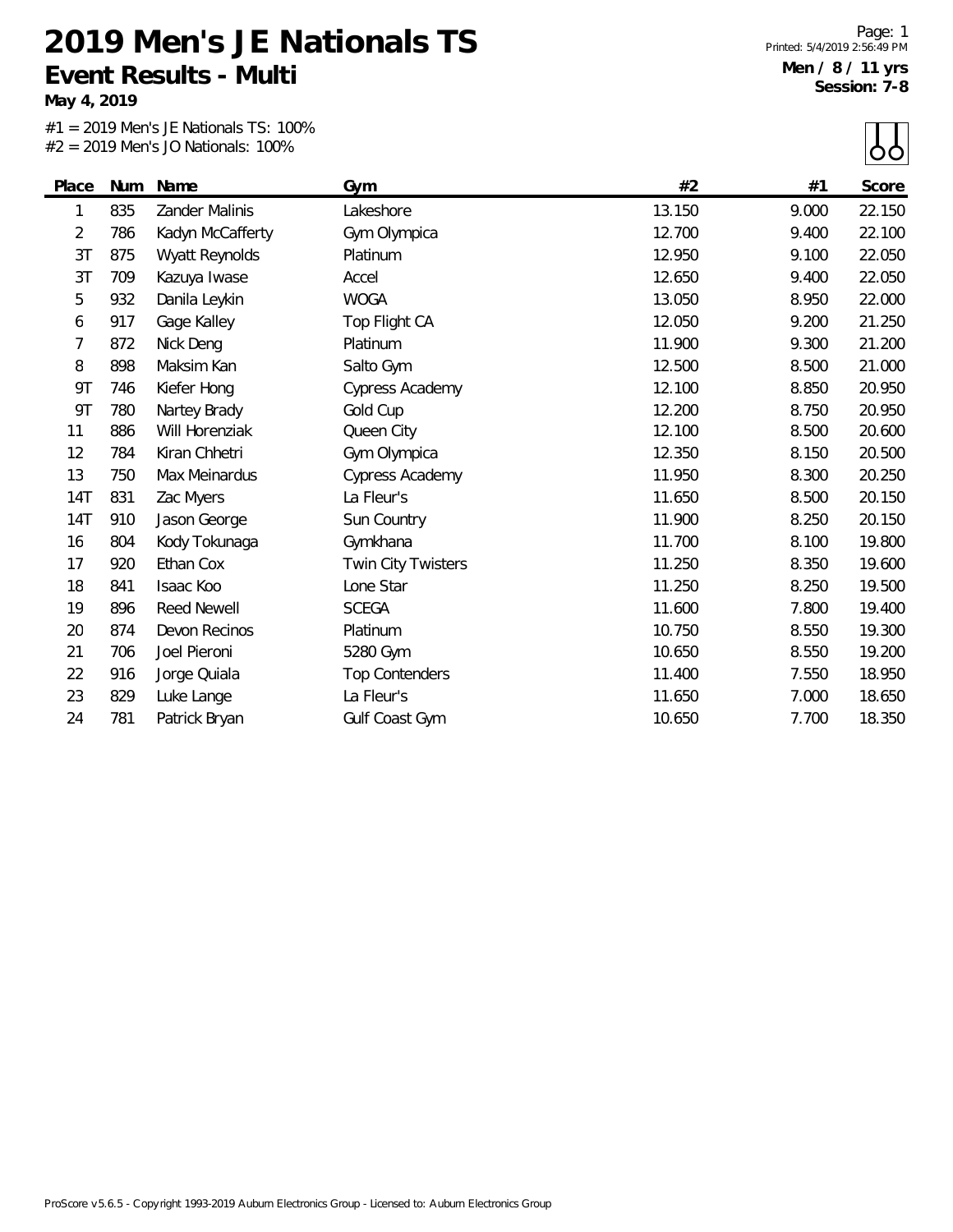# 2019 Men's JE Nationals TS

## Event Results - Multi

**May 4, 2019**

**Men / 8 / 11 yrs**
**Session: 7-8**

#1 = 2019 Men's JE Nationals TS: 100%
#2 = 2019 Men's JO Nationals: 100%

| Place | Num | Name | Gym | #2 | #1 | Score |
|---|---|---|---|---|---|---|
| 1 | 835 | Zander Malinis | Lakeshore | 13.150 | 9.000 | 22.150 |
| 2 | 786 | Kadyn McCafferty | Gym Olympica | 12.700 | 9.400 | 22.100 |
| 3T | 875 | Wyatt Reynolds | Platinum | 12.950 | 9.100 | 22.050 |
| 3T | 709 | Kazuya Iwase | Accel | 12.650 | 9.400 | 22.050 |
| 5 | 932 | Danila Leykin | WOGA | 13.050 | 8.950 | 22.000 |
| 6 | 917 | Gage Kalley | Top Flight CA | 12.050 | 9.200 | 21.250 |
| 7 | 872 | Nick Deng | Platinum | 11.900 | 9.300 | 21.200 |
| 8 | 898 | Maksim Kan | Salto Gym | 12.500 | 8.500 | 21.000 |
| 9T | 746 | Kiefer Hong | Cypress Academy | 12.100 | 8.850 | 20.950 |
| 9T | 780 | Nartey Brady | Gold Cup | 12.200 | 8.750 | 20.950 |
| 11 | 886 | Will Horenziak | Queen City | 12.100 | 8.500 | 20.600 |
| 12 | 784 | Kiran Chhetri | Gym Olympica | 12.350 | 8.150 | 20.500 |
| 13 | 750 | Max Meinardus | Cypress Academy | 11.950 | 8.300 | 20.250 |
| 14T | 831 | Zac Myers | La Fleur's | 11.650 | 8.500 | 20.150 |
| 14T | 910 | Jason George | Sun Country | 11.900 | 8.250 | 20.150 |
| 16 | 804 | Kody Tokunaga | Gymkhana | 11.700 | 8.100 | 19.800 |
| 17 | 920 | Ethan Cox | Twin City Twisters | 11.250 | 8.350 | 19.600 |
| 18 | 841 | Isaac Koo | Lone Star | 11.250 | 8.250 | 19.500 |
| 19 | 896 | Reed Newell | SCEGA | 11.600 | 7.800 | 19.400 |
| 20 | 874 | Devon Recinos | Platinum | 10.750 | 8.550 | 19.300 |
| 21 | 706 | Joel Pieroni | 5280 Gym | 10.650 | 8.550 | 19.200 |
| 22 | 916 | Jorge Quiala | Top Contenders | 11.400 | 7.550 | 18.950 |
| 23 | 829 | Luke Lange | La Fleur's | 11.650 | 7.000 | 18.650 |
| 24 | 781 | Patrick Bryan | Gulf Coast Gym | 10.650 | 7.700 | 18.350 |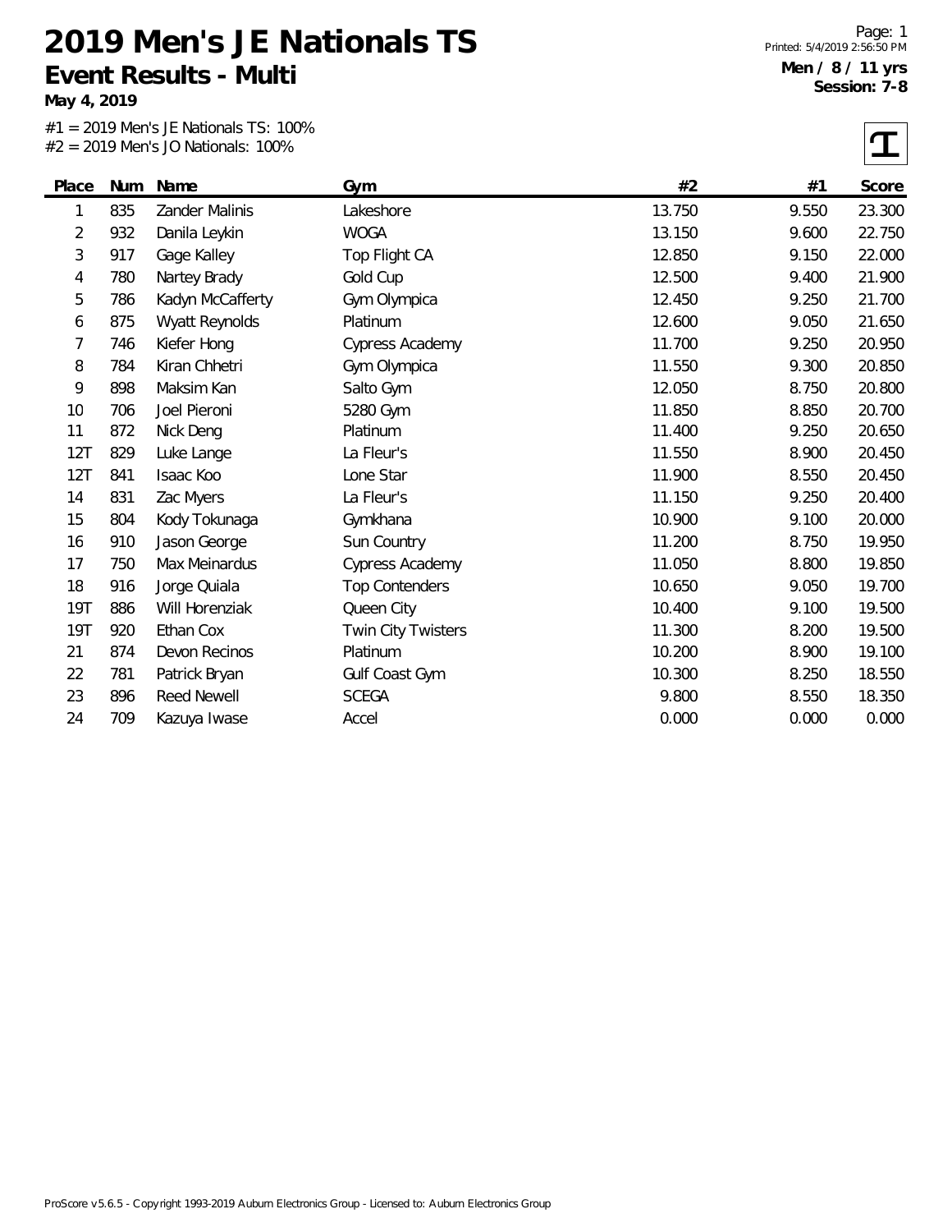# 2019 Men's JE Nationals TS

## Event Results - Multi

**May 4, 2019**

Printed: 5/4/2019 2:56:50 PM

**Men / 8 / 11 yrs**
**Session: 7-8**

#1 = 2019 Men's JE Nationals TS: 100%
#2 = 2019 Men's JO Nationals: 100%

| Place | Num | Name | Gym | #2 | #1 | Score |
|---|---|---|---|---|---|---|
| 1 | 835 | Zander Malinis | Lakeshore | 13.750 | 9.550 | 23.300 |
| 2 | 932 | Danila Leykin | WOGA | 13.150 | 9.600 | 22.750 |
| 3 | 917 | Gage Kalley | Top Flight CA | 12.850 | 9.150 | 22.000 |
| 4 | 780 | Nartey Brady | Gold Cup | 12.500 | 9.400 | 21.900 |
| 5 | 786 | Kadyn McCafferty | Gym Olympica | 12.450 | 9.250 | 21.700 |
| 6 | 875 | Wyatt Reynolds | Platinum | 12.600 | 9.050 | 21.650 |
| 7 | 746 | Kiefer Hong | Cypress Academy | 11.700 | 9.250 | 20.950 |
| 8 | 784 | Kiran Chhetri | Gym Olympica | 11.550 | 9.300 | 20.850 |
| 9 | 898 | Maksim Kan | Salto Gym | 12.050 | 8.750 | 20.800 |
| 10 | 706 | Joel Pieroni | 5280 Gym | 11.850 | 8.850 | 20.700 |
| 11 | 872 | Nick Deng | Platinum | 11.400 | 9.250 | 20.650 |
| 12T | 829 | Luke Lange | La Fleur's | 11.550 | 8.900 | 20.450 |
| 12T | 841 | Isaac Koo | Lone Star | 11.900 | 8.550 | 20.450 |
| 14 | 831 | Zac Myers | La Fleur's | 11.150 | 9.250 | 20.400 |
| 15 | 804 | Kody Tokunaga | Gymkhana | 10.900 | 9.100 | 20.000 |
| 16 | 910 | Jason George | Sun Country | 11.200 | 8.750 | 19.950 |
| 17 | 750 | Max Meinardus | Cypress Academy | 11.050 | 8.800 | 19.850 |
| 18 | 916 | Jorge Quiala | Top Contenders | 10.650 | 9.050 | 19.700 |
| 19T | 886 | Will Horenziak | Queen City | 10.400 | 9.100 | 19.500 |
| 19T | 920 | Ethan Cox | Twin City Twisters | 11.300 | 8.200 | 19.500 |
| 21 | 874 | Devon Recinos | Platinum | 10.200 | 8.900 | 19.100 |
| 22 | 781 | Patrick Bryan | Gulf Coast Gym | 10.300 | 8.250 | 18.550 |
| 23 | 896 | Reed Newell | SCEGA | 9.800 | 8.550 | 18.350 |
| 24 | 709 | Kazuya Iwase | Accel | 0.000 | 0.000 | 0.000 |

ProScore v5.6.5 - Copyright 1993-2019 Auburn Electronics Group - Licensed to: Auburn Electronics Group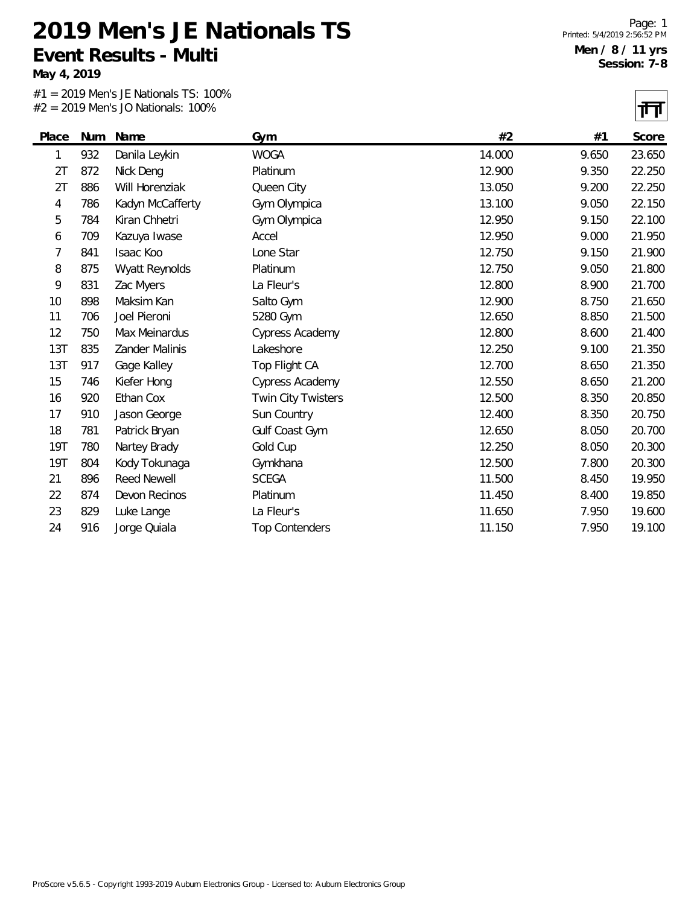# 2019 Men's JE Nationals TS

## Event Results - Multi

**May 4, 2019**

**Men / 8 / 11 yrs**
**Session: 7-8**

#1 = 2019 Men's JE Nationals TS: 100%
#2 = 2019 Men's JO Nationals: 100%

| Place | Num | Name | Gym | #2 | #1 | Score |
|---|---|---|---|---|---|---|
| 1 | 932 | Danila Leykin | WOGA | 14.000 | 9.650 | 23.650 |
| 2T | 872 | Nick Deng | Platinum | 12.900 | 9.350 | 22.250 |
| 2T | 886 | Will Horenziak | Queen City | 13.050 | 9.200 | 22.250 |
| 4 | 786 | Kadyn McCafferty | Gym Olympica | 13.100 | 9.050 | 22.150 |
| 5 | 784 | Kiran Chhetri | Gym Olympica | 12.950 | 9.150 | 22.100 |
| 6 | 709 | Kazuya Iwase | Accel | 12.950 | 9.000 | 21.950 |
| 7 | 841 | Isaac Koo | Lone Star | 12.750 | 9.150 | 21.900 |
| 8 | 875 | Wyatt Reynolds | Platinum | 12.750 | 9.050 | 21.800 |
| 9 | 831 | Zac Myers | La Fleur's | 12.800 | 8.900 | 21.700 |
| 10 | 898 | Maksim Kan | Salto Gym | 12.900 | 8.750 | 21.650 |
| 11 | 706 | Joel Pieroni | 5280 Gym | 12.650 | 8.850 | 21.500 |
| 12 | 750 | Max Meinardus | Cypress Academy | 12.800 | 8.600 | 21.400 |
| 13T | 835 | Zander Malinis | Lakeshore | 12.250 | 9.100 | 21.350 |
| 13T | 917 | Gage Kalley | Top Flight CA | 12.700 | 8.650 | 21.350 |
| 15 | 746 | Kiefer Hong | Cypress Academy | 12.550 | 8.650 | 21.200 |
| 16 | 920 | Ethan Cox | Twin City Twisters | 12.500 | 8.350 | 20.850 |
| 17 | 910 | Jason George | Sun Country | 12.400 | 8.350 | 20.750 |
| 18 | 781 | Patrick Bryan | Gulf Coast Gym | 12.650 | 8.050 | 20.700 |
| 19T | 780 | Nartey Brady | Gold Cup | 12.250 | 8.050 | 20.300 |
| 19T | 804 | Kody Tokunaga | Gymkhana | 12.500 | 7.800 | 20.300 |
| 21 | 896 | Reed Newell | SCEGA | 11.500 | 8.450 | 19.950 |
| 22 | 874 | Devon Recinos | Platinum | 11.450 | 8.400 | 19.850 |
| 23 | 829 | Luke Lange | La Fleur's | 11.650 | 7.950 | 19.600 |
| 24 | 916 | Jorge Quiala | Top Contenders | 11.150 | 7.950 | 19.100 |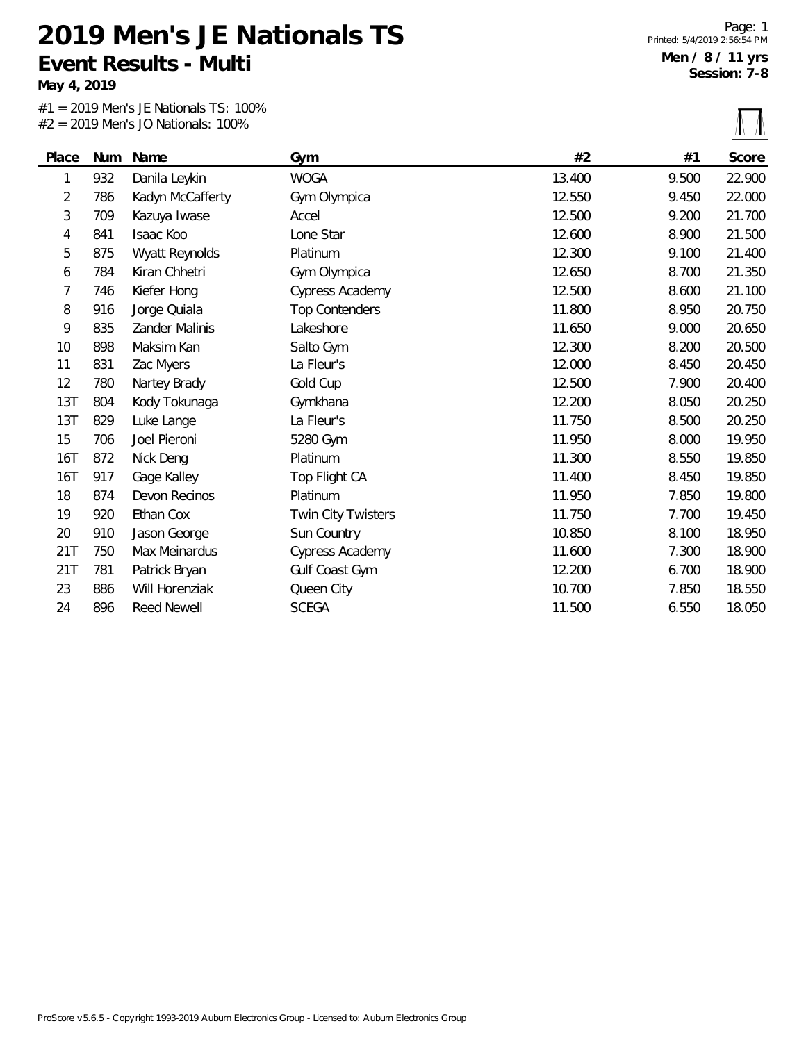# 2019 Men's JE Nationals TS

## Event Results - Multi

**May 4, 2019**

Printed: 5/4/2019 2:56:54 PM

**Men / 8 / 11 yrs**
**Session: 7-8**

#1 = 2019 Men's JE Nationals TS: 100%
#2 = 2019 Men's JO Nationals: 100%

| Place | Num | Name | Gym | #2 | #1 | Score |
|---|---|---|---|---|---|---|
| 1 | 932 | Danila Leykin | WOGA | 13.400 | 9.500 | 22.900 |
| 2 | 786 | Kadyn McCafferty | Gym Olympica | 12.550 | 9.450 | 22.000 |
| 3 | 709 | Kazuya Iwase | Accel | 12.500 | 9.200 | 21.700 |
| 4 | 841 | Isaac Koo | Lone Star | 12.600 | 8.900 | 21.500 |
| 5 | 875 | Wyatt Reynolds | Platinum | 12.300 | 9.100 | 21.400 |
| 6 | 784 | Kiran Chhetri | Gym Olympica | 12.650 | 8.700 | 21.350 |
| 7 | 746 | Kiefer Hong | Cypress Academy | 12.500 | 8.600 | 21.100 |
| 8 | 916 | Jorge Quiala | Top Contenders | 11.800 | 8.950 | 20.750 |
| 9 | 835 | Zander Malinis | Lakeshore | 11.650 | 9.000 | 20.650 |
| 10 | 898 | Maksim Kan | Salto Gym | 12.300 | 8.200 | 20.500 |
| 11 | 831 | Zac Myers | La Fleur's | 12.000 | 8.450 | 20.450 |
| 12 | 780 | Nartey Brady | Gold Cup | 12.500 | 7.900 | 20.400 |
| 13T | 804 | Kody Tokunaga | Gymkhana | 12.200 | 8.050 | 20.250 |
| 13T | 829 | Luke Lange | La Fleur's | 11.750 | 8.500 | 20.250 |
| 15 | 706 | Joel Pieroni | 5280 Gym | 11.950 | 8.000 | 19.950 |
| 16T | 872 | Nick Deng | Platinum | 11.300 | 8.550 | 19.850 |
| 16T | 917 | Gage Kalley | Top Flight CA | 11.400 | 8.450 | 19.850 |
| 18 | 874 | Devon Recinos | Platinum | 11.950 | 7.850 | 19.800 |
| 19 | 920 | Ethan Cox | Twin City Twisters | 11.750 | 7.700 | 19.450 |
| 20 | 910 | Jason George | Sun Country | 10.850 | 8.100 | 18.950 |
| 21T | 750 | Max Meinardus | Cypress Academy | 11.600 | 7.300 | 18.900 |
| 21T | 781 | Patrick Bryan | Gulf Coast Gym | 12.200 | 6.700 | 18.900 |
| 23 | 886 | Will Horenziak | Queen City | 10.700 | 7.850 | 18.550 |
| 24 | 896 | Reed Newell | SCEGA | 11.500 | 6.550 | 18.050 |

ProScore v5.6.5 - Copyright 1993-2019 Auburn Electronics Group - Licensed to: Auburn Electronics Group